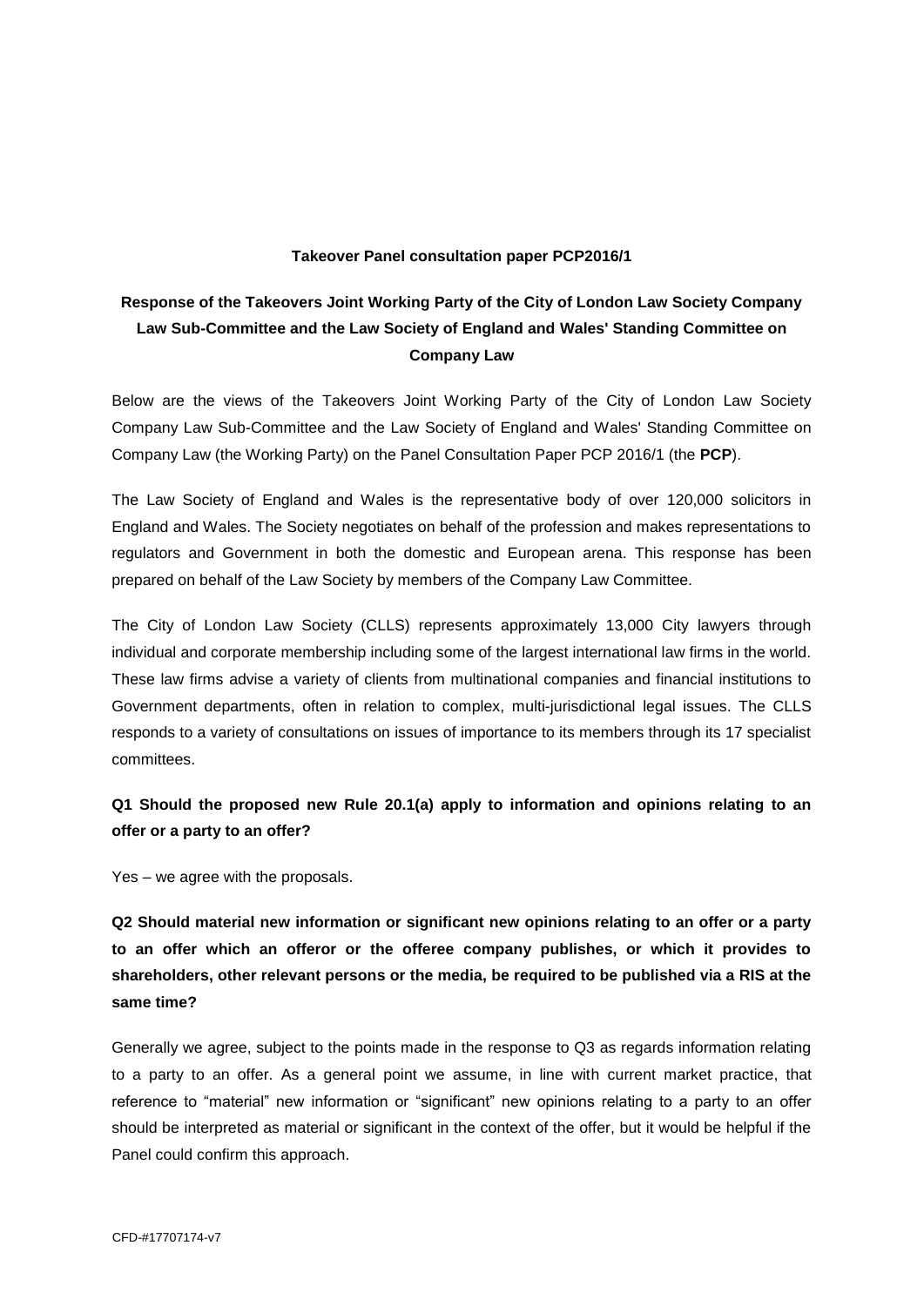**Takeover Panel consultation paper PCP2016/1**

## Response of the Takeovers Joint Working Party of the City of London Law Society Company Law Sub-Committee and the Law Society of England and Wales' Standing Committee on Company Law

Below are the views of the Takeovers Joint Working Party of the City of London Law Society Company Law Sub-Committee and the Law Society of England and Wales' Standing Committee on Company Law (the Working Party) on the Panel Consultation Paper PCP 2016/1 (the **PCP**).

The Law Society of England and Wales is the representative body of over 120,000 solicitors in England and Wales. The Society negotiates on behalf of the profession and makes representations to regulators and Government in both the domestic and European arena. This response has been prepared on behalf of the Law Society by members of the Company Law Committee.

The City of London Law Society (CLLS) represents approximately 13,000 City lawyers through individual and corporate membership including some of the largest international law firms in the world. These law firms advise a variety of clients from multinational companies and financial institutions to Government departments, often in relation to complex, multi-jurisdictional legal issues. The CLLS responds to a variety of consultations on issues of importance to its members through its 17 specialist committees.

### Q1 Should the proposed new Rule 20.1(a) apply to information and opinions relating to an offer or a party to an offer?

Yes – we agree with the proposals.

### Q2 Should material new information or significant new opinions relating to an offer or a party to an offer which an offeror or the offeree company publishes, or which it provides to shareholders, other relevant persons or the media, be required to be published via a RIS at the same time?

Generally we agree, subject to the points made in the response to Q3 as regards information relating to a party to an offer. As a general point we assume, in line with current market practice, that reference to "material" new information or "significant" new opinions relating to a party to an offer should be interpreted as material or significant in the context of the offer, but it would be helpful if the Panel could confirm this approach.

CFD-#17707174-v7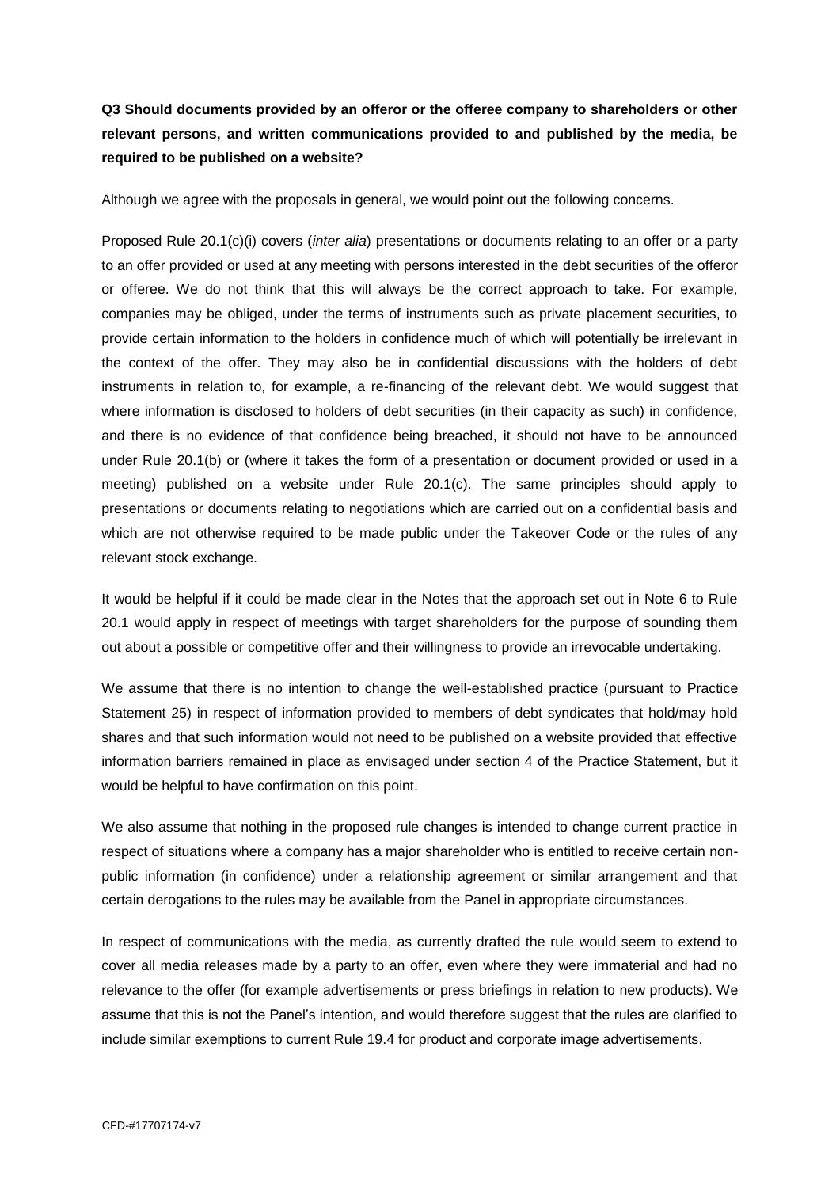**Q3 Should documents provided by an offeror or the offeree company to shareholders or other relevant persons, and written communications provided to and published by the media, be required to be published on a website?**

Although we agree with the proposals in general, we would point out the following concerns.

Proposed Rule 20.1(c)(i) covers (*inter alia*) presentations or documents relating to an offer or a party to an offer provided or used at any meeting with persons interested in the debt securities of the offeror or offeree. We do not think that this will always be the correct approach to take. For example, companies may be obliged, under the terms of instruments such as private placement securities, to provide certain information to the holders in confidence much of which will potentially be irrelevant in the context of the offer. They may also be in confidential discussions with the holders of debt instruments in relation to, for example, a re-financing of the relevant debt. We would suggest that where information is disclosed to holders of debt securities (in their capacity as such) in confidence, and there is no evidence of that confidence being breached, it should not have to be announced under Rule 20.1(b) or (where it takes the form of a presentation or document provided or used in a meeting) published on a website under Rule 20.1(c). The same principles should apply to presentations or documents relating to negotiations which are carried out on a confidential basis and which are not otherwise required to be made public under the Takeover Code or the rules of any relevant stock exchange.

It would be helpful if it could be made clear in the Notes that the approach set out in Note 6 to Rule 20.1 would apply in respect of meetings with target shareholders for the purpose of sounding them out about a possible or competitive offer and their willingness to provide an irrevocable undertaking.

We assume that there is no intention to change the well-established practice (pursuant to Practice Statement 25) in respect of information provided to members of debt syndicates that hold/may hold shares and that such information would not need to be published on a website provided that effective information barriers remained in place as envisaged under section 4 of the Practice Statement, but it would be helpful to have confirmation on this point.

We also assume that nothing in the proposed rule changes is intended to change current practice in respect of situations where a company has a major shareholder who is entitled to receive certain non-public information (in confidence) under a relationship agreement or similar arrangement and that certain derogations to the rules may be available from the Panel in appropriate circumstances.

In respect of communications with the media, as currently drafted the rule would seem to extend to cover all media releases made by a party to an offer, even where they were immaterial and had no relevance to the offer (for example advertisements or press briefings in relation to new products). We assume that this is not the Panel's intention, and would therefore suggest that the rules are clarified to include similar exemptions to current Rule 19.4 for product and corporate image advertisements.

CFD-#17707174-v7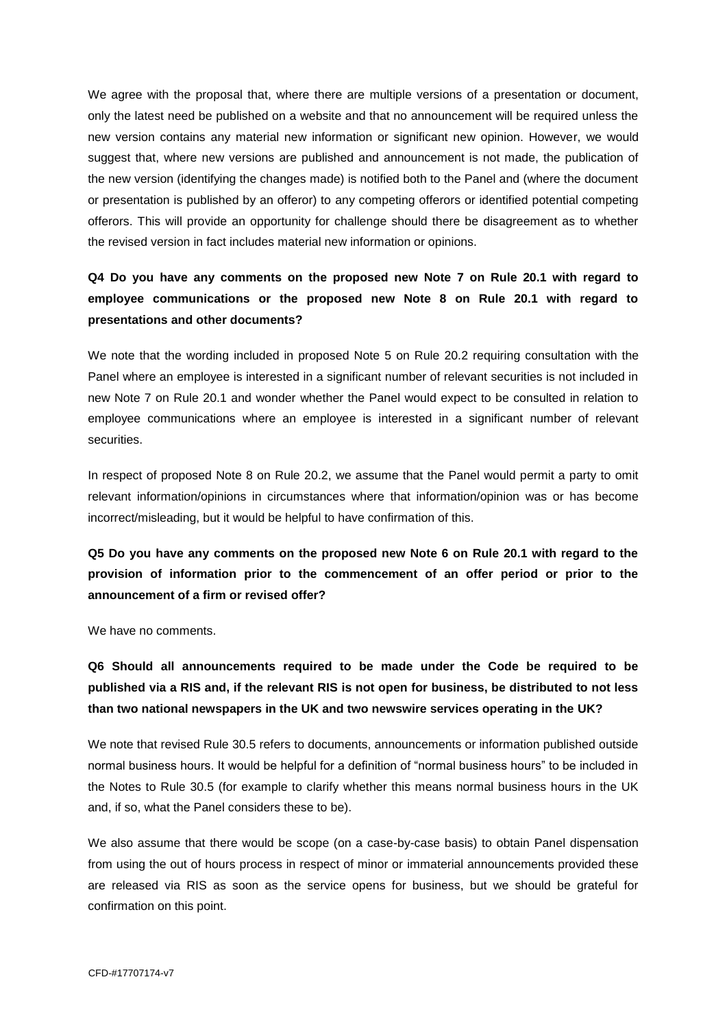We agree with the proposal that, where there are multiple versions of a presentation or document, only the latest need be published on a website and that no announcement will be required unless the new version contains any material new information or significant new opinion. However, we would suggest that, where new versions are published and announcement is not made, the publication of the new version (identifying the changes made) is notified both to the Panel and (where the document or presentation is published by an offeror) to any competing offerors or identified potential competing offerors. This will provide an opportunity for challenge should there be disagreement as to whether the revised version in fact includes material new information or opinions.

**Q4 Do you have any comments on the proposed new Note 7 on Rule 20.1 with regard to employee communications or the proposed new Note 8 on Rule 20.1 with regard to presentations and other documents?**

We note that the wording included in proposed Note 5 on Rule 20.2 requiring consultation with the Panel where an employee is interested in a significant number of relevant securities is not included in new Note 7 on Rule 20.1 and wonder whether the Panel would expect to be consulted in relation to employee communications where an employee is interested in a significant number of relevant securities.

In respect of proposed Note 8 on Rule 20.2, we assume that the Panel would permit a party to omit relevant information/opinions in circumstances where that information/opinion was or has become incorrect/misleading, but it would be helpful to have confirmation of this.

**Q5 Do you have any comments on the proposed new Note 6 on Rule 20.1 with regard to the provision of information prior to the commencement of an offer period or prior to the announcement of a firm or revised offer?**

We have no comments.

**Q6 Should all announcements required to be made under the Code be required to be published via a RIS and, if the relevant RIS is not open for business, be distributed to not less than two national newspapers in the UK and two newswire services operating in the UK?**

We note that revised Rule 30.5 refers to documents, announcements or information published outside normal business hours. It would be helpful for a definition of "normal business hours" to be included in the Notes to Rule 30.5 (for example to clarify whether this means normal business hours in the UK and, if so, what the Panel considers these to be).

We also assume that there would be scope (on a case-by-case basis) to obtain Panel dispensation from using the out of hours process in respect of minor or immaterial announcements provided these are released via RIS as soon as the service opens for business, but we should be grateful for confirmation on this point.

CFD-#17707174-v7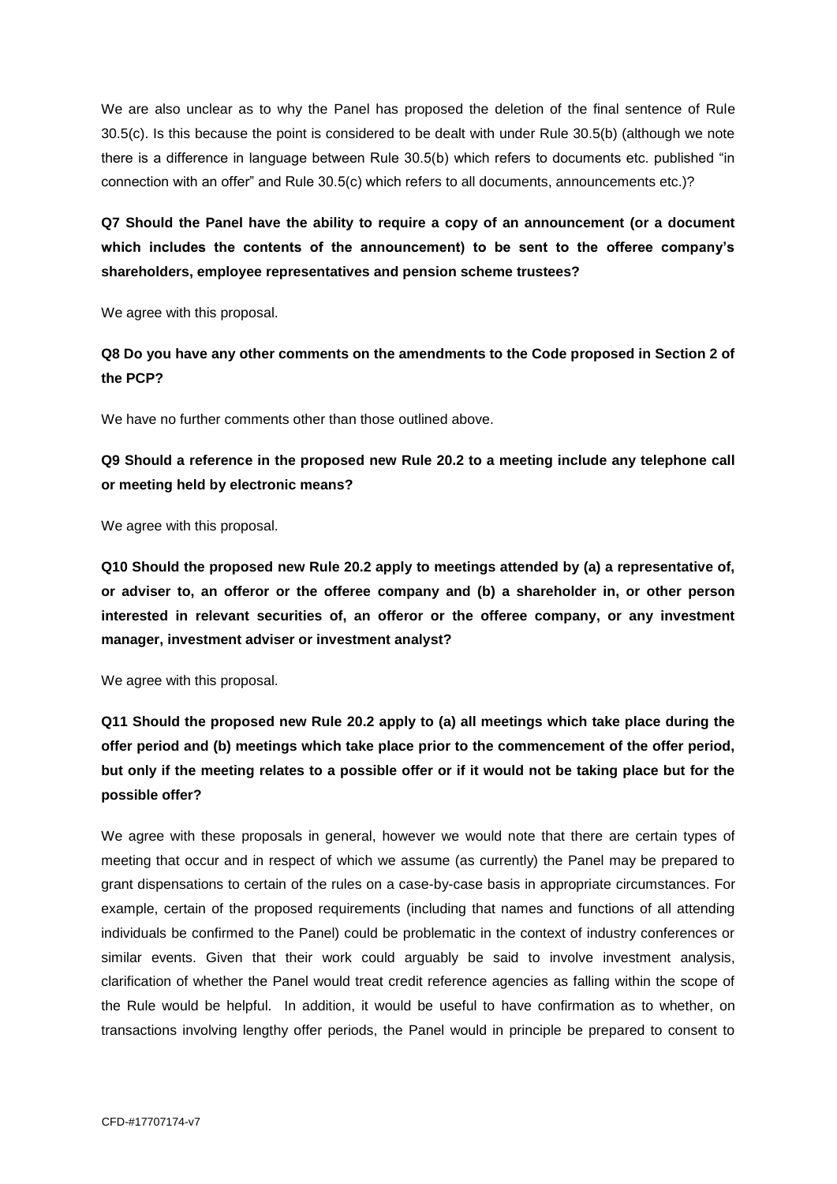We are also unclear as to why the Panel has proposed the deletion of the final sentence of Rule 30.5(c). Is this because the point is considered to be dealt with under Rule 30.5(b) (although we note there is a difference in language between Rule 30.5(b) which refers to documents etc. published "in connection with an offer" and Rule 30.5(c) which refers to all documents, announcements etc.)?

**Q7 Should the Panel have the ability to require a copy of an announcement (or a document which includes the contents of the announcement) to be sent to the offeree company's shareholders, employee representatives and pension scheme trustees?**

We agree with this proposal.

**Q8 Do you have any other comments on the amendments to the Code proposed in Section 2 of the PCP?**

We have no further comments other than those outlined above.

**Q9 Should a reference in the proposed new Rule 20.2 to a meeting include any telephone call or meeting held by electronic means?**

We agree with this proposal.

**Q10 Should the proposed new Rule 20.2 apply to meetings attended by (a) a representative of, or adviser to, an offeror or the offeree company and (b) a shareholder in, or other person interested in relevant securities of, an offeror or the offeree company, or any investment manager, investment adviser or investment analyst?**

We agree with this proposal.

**Q11 Should the proposed new Rule 20.2 apply to (a) all meetings which take place during the offer period and (b) meetings which take place prior to the commencement of the offer period, but only if the meeting relates to a possible offer or if it would not be taking place but for the possible offer?**

We agree with these proposals in general, however we would note that there are certain types of meeting that occur and in respect of which we assume (as currently) the Panel may be prepared to grant dispensations to certain of the rules on a case-by-case basis in appropriate circumstances. For example, certain of the proposed requirements (including that names and functions of all attending individuals be confirmed to the Panel) could be problematic in the context of industry conferences or similar events. Given that their work could arguably be said to involve investment analysis, clarification of whether the Panel would treat credit reference agencies as falling within the scope of the Rule would be helpful. In addition, it would be useful to have confirmation as to whether, on transactions involving lengthy offer periods, the Panel would in principle be prepared to consent to

CFD-#17707174-v7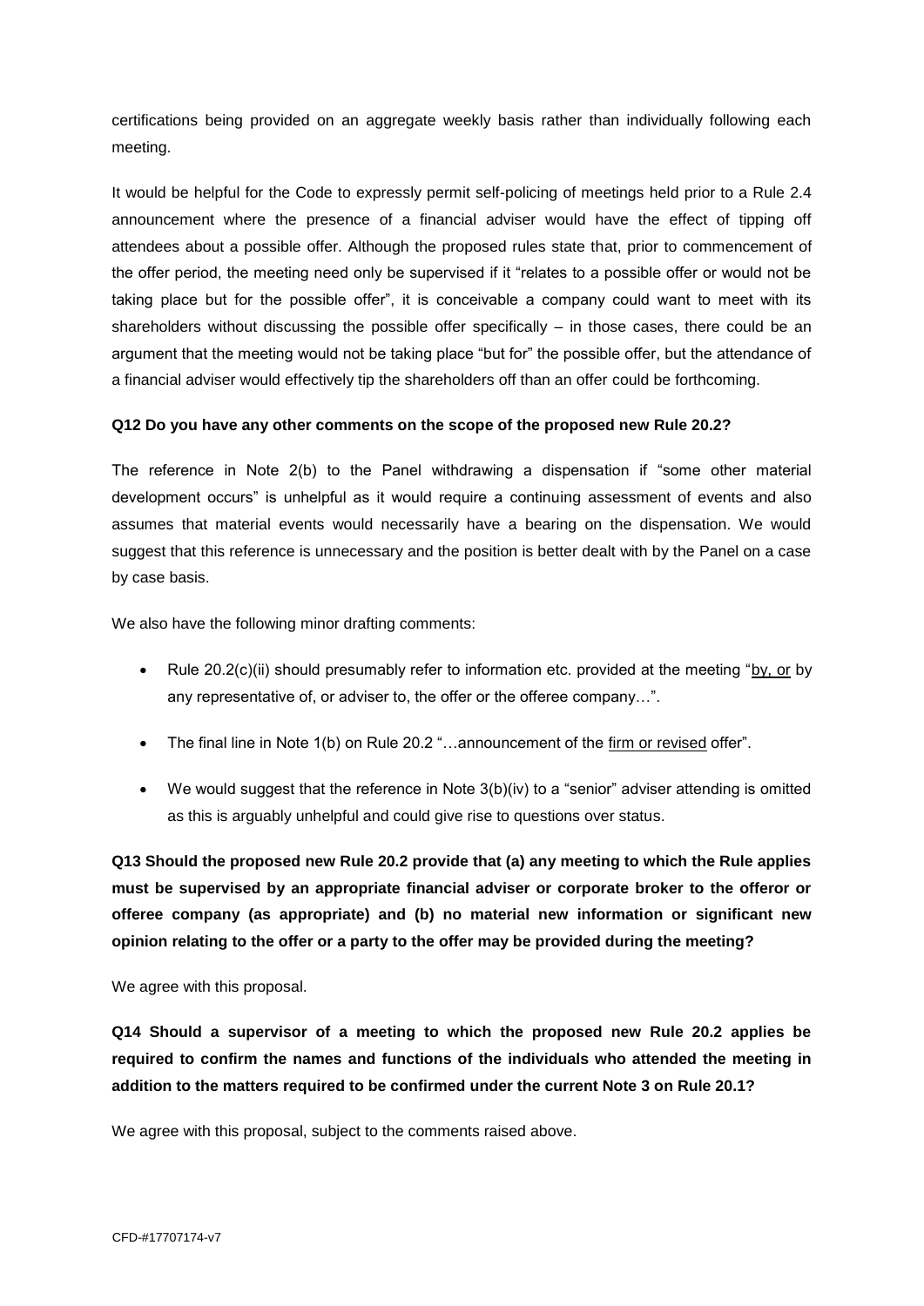certifications being provided on an aggregate weekly basis rather than individually following each meeting.

It would be helpful for the Code to expressly permit self-policing of meetings held prior to a Rule 2.4 announcement where the presence of a financial adviser would have the effect of tipping off attendees about a possible offer. Although the proposed rules state that, prior to commencement of the offer period, the meeting need only be supervised if it "relates to a possible offer or would not be taking place but for the possible offer", it is conceivable a company could want to meet with its shareholders without discussing the possible offer specifically – in those cases, there could be an argument that the meeting would not be taking place "but for" the possible offer, but the attendance of a financial adviser would effectively tip the shareholders off than an offer could be forthcoming.

**Q12 Do you have any other comments on the scope of the proposed new Rule 20.2?**

The reference in Note 2(b) to the Panel withdrawing a dispensation if "some other material development occurs" is unhelpful as it would require a continuing assessment of events and also assumes that material events would necessarily have a bearing on the dispensation. We would suggest that this reference is unnecessary and the position is better dealt with by the Panel on a case by case basis.

We also have the following minor drafting comments:

- Rule 20.2(c)(ii) should presumably refer to information etc. provided at the meeting "<u>by, or</u> by any representative of, or adviser to, the offer or the offeree company…".
- The final line in Note 1(b) on Rule 20.2 "…announcement of the <u>firm or revised</u> offer".
- We would suggest that the reference in Note 3(b)(iv) to a "senior" adviser attending is omitted as this is arguably unhelpful and could give rise to questions over status.

**Q13 Should the proposed new Rule 20.2 provide that (a) any meeting to which the Rule applies must be supervised by an appropriate financial adviser or corporate broker to the offeror or offeree company (as appropriate) and (b) no material new information or significant new opinion relating to the offer or a party to the offer may be provided during the meeting?**

We agree with this proposal.

**Q14 Should a supervisor of a meeting to which the proposed new Rule 20.2 applies be required to confirm the names and functions of the individuals who attended the meeting in addition to the matters required to be confirmed under the current Note 3 on Rule 20.1?**

We agree with this proposal, subject to the comments raised above.

CFD-#17707174-v7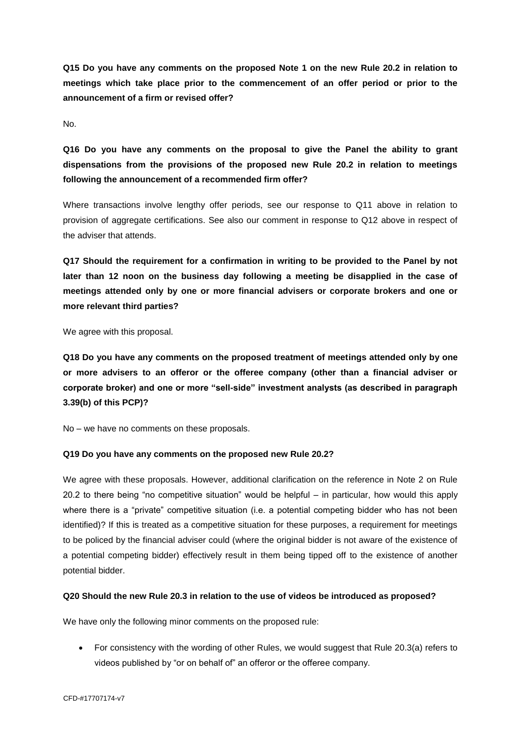**Q15 Do you have any comments on the proposed Note 1 on the new Rule 20.2 in relation to meetings which take place prior to the commencement of an offer period or prior to the announcement of a firm or revised offer?**

No.

**Q16 Do you have any comments on the proposal to give the Panel the ability to grant dispensations from the provisions of the proposed new Rule 20.2 in relation to meetings following the announcement of a recommended firm offer?**

Where transactions involve lengthy offer periods, see our response to Q11 above in relation to provision of aggregate certifications. See also our comment in response to Q12 above in respect of the adviser that attends.

**Q17 Should the requirement for a confirmation in writing to be provided to the Panel by not later than 12 noon on the business day following a meeting be disapplied in the case of meetings attended only by one or more financial advisers or corporate brokers and one or more relevant third parties?**

We agree with this proposal.

**Q18 Do you have any comments on the proposed treatment of meetings attended only by one or more advisers to an offeror or the offeree company (other than a financial adviser or corporate broker) and one or more "sell-side" investment analysts (as described in paragraph 3.39(b) of this PCP)?**

No – we have no comments on these proposals.

**Q19 Do you have any comments on the proposed new Rule 20.2?**

We agree with these proposals. However, additional clarification on the reference in Note 2 on Rule 20.2 to there being "no competitive situation" would be helpful – in particular, how would this apply where there is a "private" competitive situation (i.e. a potential competing bidder who has not been identified)? If this is treated as a competitive situation for these purposes, a requirement for meetings to be policed by the financial adviser could (where the original bidder is not aware of the existence of a potential competing bidder) effectively result in them being tipped off to the existence of another potential bidder.

**Q20 Should the new Rule 20.3 in relation to the use of videos be introduced as proposed?**

We have only the following minor comments on the proposed rule:

- For consistency with the wording of other Rules, we would suggest that Rule 20.3(a) refers to videos published by "or on behalf of" an offeror or the offeree company.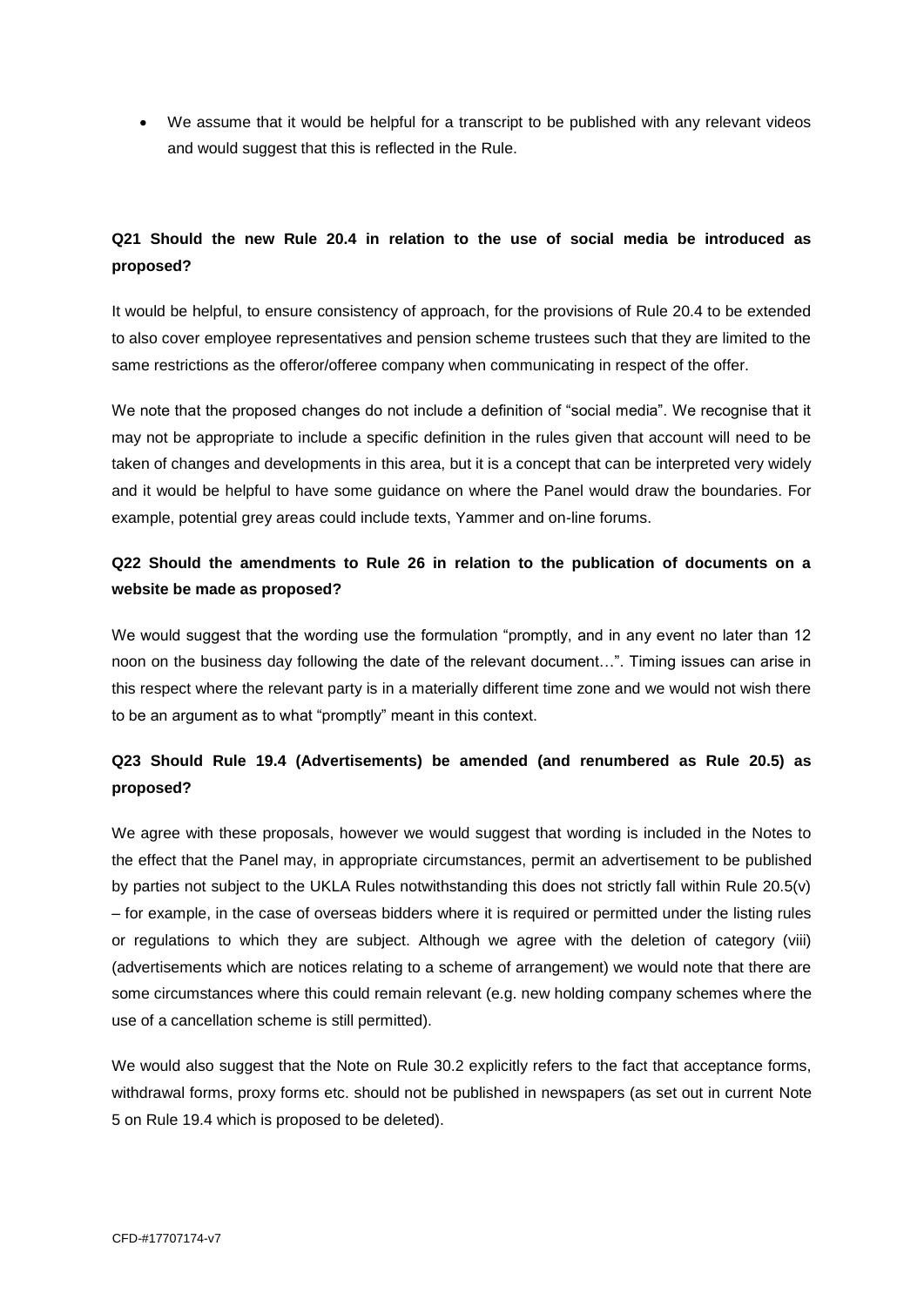- We assume that it would be helpful for a transcript to be published with any relevant videos and would suggest that this is reflected in the Rule.

**Q21 Should the new Rule 20.4 in relation to the use of social media be introduced as proposed?**

It would be helpful, to ensure consistency of approach, for the provisions of Rule 20.4 to be extended to also cover employee representatives and pension scheme trustees such that they are limited to the same restrictions as the offeror/offeree company when communicating in respect of the offer.

We note that the proposed changes do not include a definition of "social media". We recognise that it may not be appropriate to include a specific definition in the rules given that account will need to be taken of changes and developments in this area, but it is a concept that can be interpreted very widely and it would be helpful to have some guidance on where the Panel would draw the boundaries. For example, potential grey areas could include texts, Yammer and on-line forums.

**Q22 Should the amendments to Rule 26 in relation to the publication of documents on a website be made as proposed?**

We would suggest that the wording use the formulation "promptly, and in any event no later than 12 noon on the business day following the date of the relevant document…". Timing issues can arise in this respect where the relevant party is in a materially different time zone and we would not wish there to be an argument as to what "promptly" meant in this context.

**Q23 Should Rule 19.4 (Advertisements) be amended (and renumbered as Rule 20.5) as proposed?**

We agree with these proposals, however we would suggest that wording is included in the Notes to the effect that the Panel may, in appropriate circumstances, permit an advertisement to be published by parties not subject to the UKLA Rules notwithstanding this does not strictly fall within Rule 20.5(v) – for example, in the case of overseas bidders where it is required or permitted under the listing rules or regulations to which they are subject. Although we agree with the deletion of category (viii) (advertisements which are notices relating to a scheme of arrangement) we would note that there are some circumstances where this could remain relevant (e.g. new holding company schemes where the use of a cancellation scheme is still permitted).

We would also suggest that the Note on Rule 30.2 explicitly refers to the fact that acceptance forms, withdrawal forms, proxy forms etc. should not be published in newspapers (as set out in current Note 5 on Rule 19.4 which is proposed to be deleted).

CFD-#17707174-v7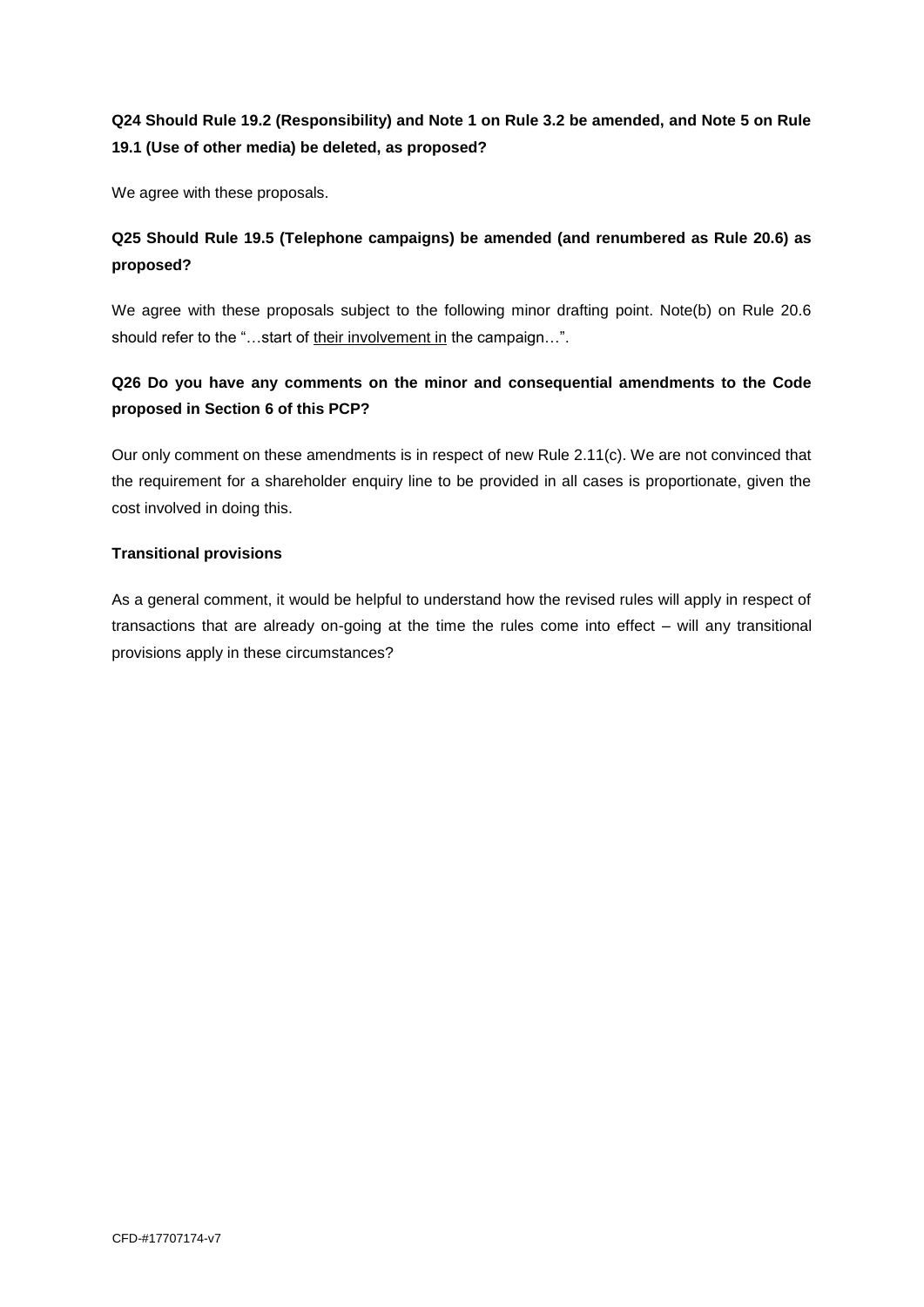**Q24 Should Rule 19.2 (Responsibility) and Note 1 on Rule 3.2 be amended, and Note 5 on Rule 19.1 (Use of other media) be deleted, as proposed?**

We agree with these proposals.

**Q25 Should Rule 19.5 (Telephone campaigns) be amended (and renumbered as Rule 20.6) as proposed?**

We agree with these proposals subject to the following minor drafting point. Note(b) on Rule 20.6 should refer to the "…start of <u>their involvement in</u> the campaign…".

**Q26 Do you have any comments on the minor and consequential amendments to the Code proposed in Section 6 of this PCP?**

Our only comment on these amendments is in respect of new Rule 2.11(c). We are not convinced that the requirement for a shareholder enquiry line to be provided in all cases is proportionate, given the cost involved in doing this.

**Transitional provisions**

As a general comment, it would be helpful to understand how the revised rules will apply in respect of transactions that are already on-going at the time the rules come into effect – will any transitional provisions apply in these circumstances?

CFD-#17707174-v7